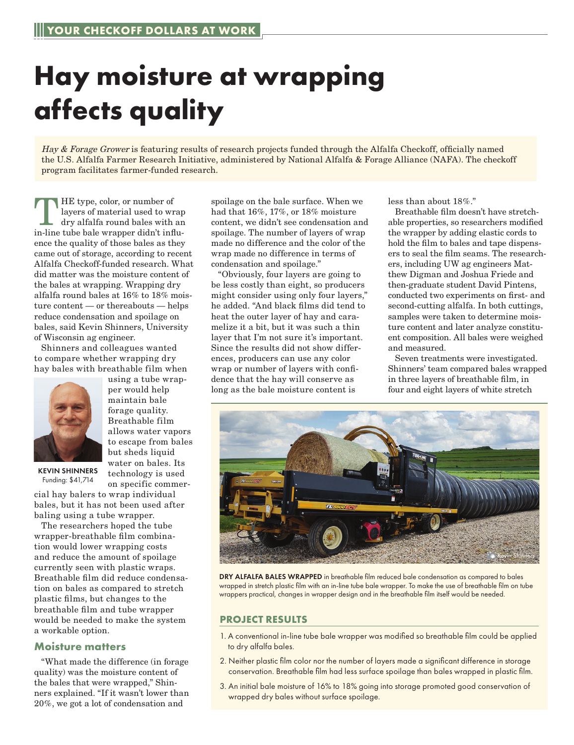YOUR CHECKOFF DOLLARS AT WORK

# Hay moisture at wrapping affects quality

*Hay & Forage Grower* is featuring results of research projects funded through the Alfalfa Checkoff, officially named the U.S. Alfalfa Farmer Research Initiative, administered by National Alfalfa & Forage Alliance (NAFA). The checkoff program facilitates farmer-funded research.

THE type, color, or number of layers of material used to wrap dry alfalfa round bales with an in-line tube bale wrapper didn't influence the quality of those bales as they came out of storage, according to recent Alfalfa Checkoff-funded research. What did matter was the moisture content of the bales at wrapping. Wrapping dry alfalfa round bales at 16% to 18% moisture content — or thereabouts — helps reduce condensation and spoilage on bales, said Kevin Shinners, University of Wisconsin ag engineer.

Shinners and colleagues wanted to compare whether wrapping dry hay bales with breathable film when using a tube wrapper would help maintain bale forage quality. Breathable film allows water vapors to escape from bales but sheds liquid water on bales. Its technology is used on specific commercial hay balers to wrap individual bales, but it has not been used after baling using a tube wrapper.

**KEVIN SHINNERS**
Funding: $41,714

The researchers hoped the tube wrapper-breathable film combination would lower wrapping costs and reduce the amount of spoilage currently seen with plastic wraps. Breathable film did reduce condensation on bales as compared to stretch plastic films, but changes to the breathable film and tube wrapper would be needed to make the system a workable option.

## Moisture matters

"What made the difference (in forage quality) was the moisture content of the bales that were wrapped," Shinners explained. "If it wasn't lower than 20%, we got a lot of condensation and spoilage on the bale surface. When we had that 16%, 17%, or 18% moisture content, we didn't see condensation and spoilage. The number of layers of wrap made no difference and the color of the wrap made no difference in terms of condensation and spoilage."

"Obviously, four layers are going to be less costly than eight, so producers might consider using only four layers," he added. "And black films did tend to heat the outer layer of hay and caramelize it a bit, but it was such a thin layer that I'm not sure it's important. Since the results did not show differences, producers can use any color wrap or number of layers with confidence that the hay will conserve as long as the bale moisture content is less than about 18%."

Breathable film doesn't have stretchable properties, so researchers modified the wrapper by adding elastic cords to hold the film to bales and tape dispensers to seal the film seams. The researchers, including UW ag engineers Matthew Digman and Joshua Friede and then-graduate student David Pintens, conducted two experiments on first- and second-cutting alfalfa. In both cuttings, samples were taken to determine moisture content and later analyze constituent composition. All bales were weighed and measured.

Seven treatments were investigated. Shinners' team compared bales wrapped in three layers of breathable film, in four and eight layers of white stretch

**DRY ALFALFA BALES WRAPPED** in breathable film reduced bale condensation as compared to bales wrapped in stretch plastic film with an in-line tube bale wrapper. To make the use of breathable film on tube wrappers practical, changes in wrapper design and in the breathable film itself would be needed.

## PROJECT RESULTS

1. A conventional in-line tube bale wrapper was modified so breathable film could be applied to dry alfalfa bales.
2. Neither plastic film color nor the number of layers made a significant difference in storage conservation. Breathable film had less surface spoilage than bales wrapped in plastic film.
3. An initial bale moisture of 16% to 18% going into storage promoted good conservation of wrapped dry bales without surface spoilage.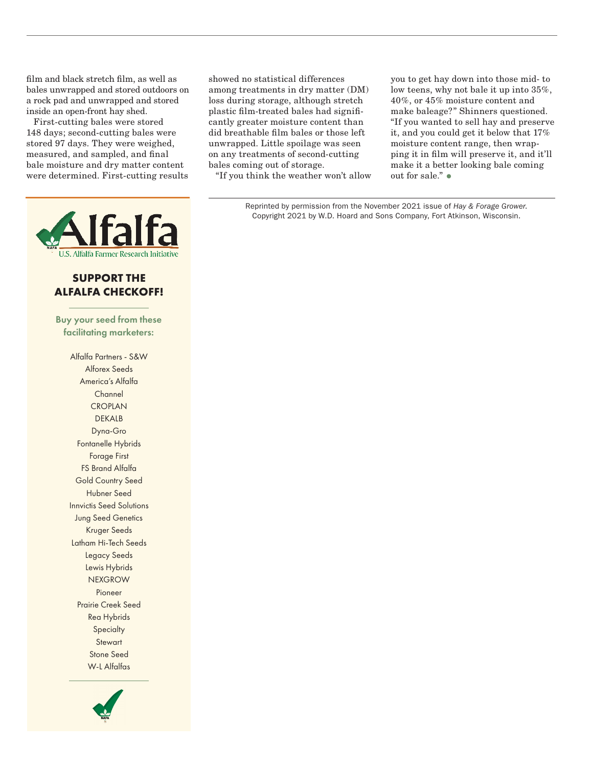film and black stretch film, as well as bales unwrapped and stored outdoors on a rock pad and unwrapped and stored inside an open-front hay shed.

First-cutting bales were stored 148 days; second-cutting bales were stored 97 days. They were weighed, measured, and sampled, and final bale moisture and dry matter content were determined. First-cutting results showed no statistical differences among treatments in dry matter (DM) loss during storage, although stretch plastic film-treated bales had significantly greater moisture content than did breathable film bales or those left unwrapped. Little spoilage was seen on any treatments of second-cutting bales coming out of storage.

"If you think the weather won't allow you to get hay down into those mid- to low teens, why not bale it up into 35%, 40%, or 45% moisture content and make baleage?" Shinners questioned. "If you wanted to sell hay and preserve it, and you could get it below that 17% moisture content range, then wrapping it in film will preserve it, and it'll make it a better looking bale coming out for sale." ●

Reprinted by permission from the November 2021 issue of *Hay & Forage Grower*. Copyright 2021 by W.D. Hoard and Sons Company, Fort Atkinson, Wisconsin.

Alfalfa

U.S. Alfalfa Farmer Research Initiative

**SUPPORT THE ALFALFA CHECKOFF!**

Buy your seed from these facilitating marketers:

Alfalfa Partners - S&W
Alforex Seeds
America's Alfalfa
Channel
CROPLAN
DEKALB
Dyna-Gro
Fontanelle Hybrids
Forage First
FS Brand Alfalfa
Gold Country Seed
Hubner Seed
Innvictis Seed Solutions
Jung Seed Genetics
Kruger Seeds
Latham Hi-Tech Seeds
Legacy Seeds
Lewis Hybrids
NEXGROW
Pioneer
Prairie Creek Seed
Rea Hybrids
Specialty
Stewart
Stone Seed
W-L Alfalfas